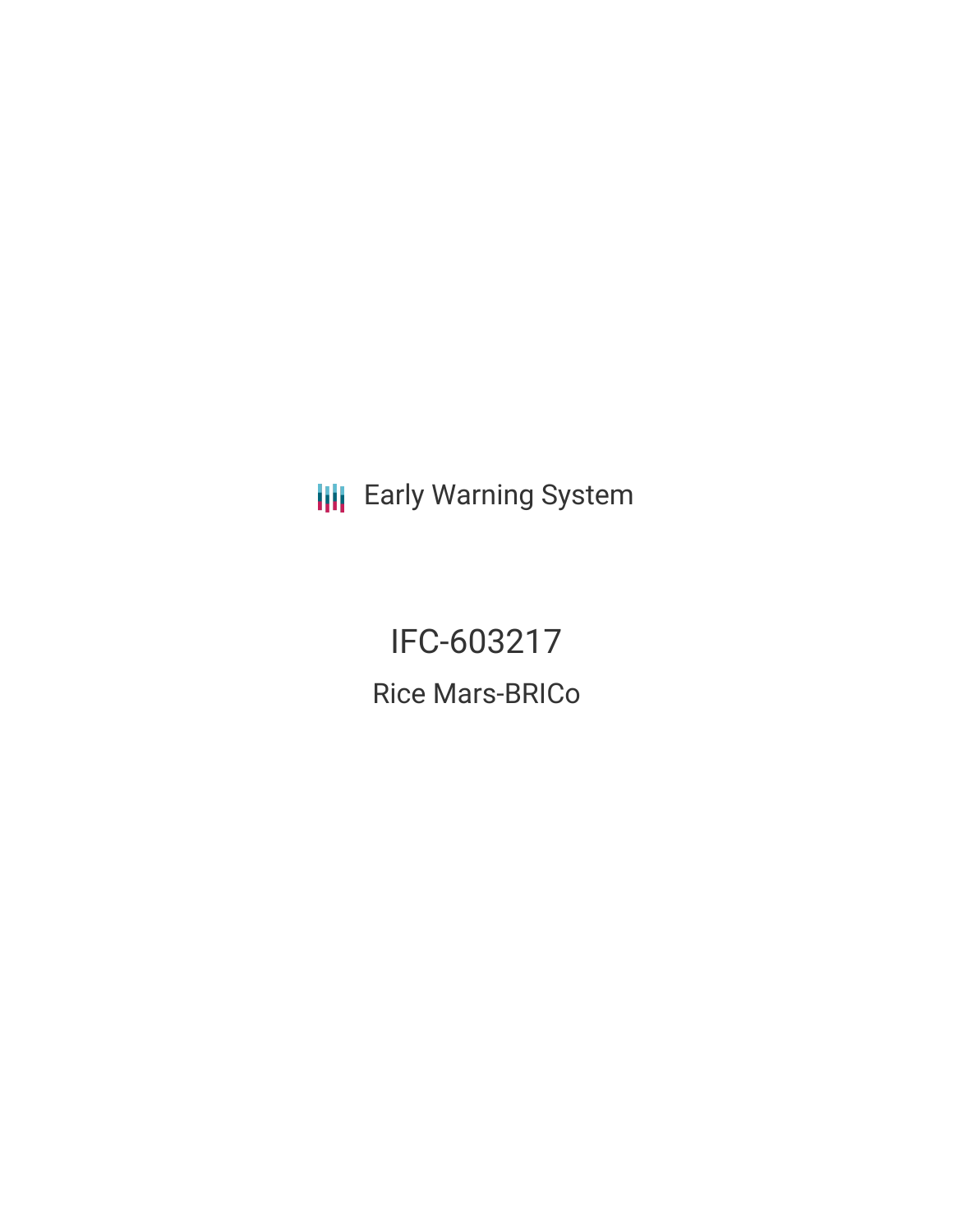Early Warning System

# IFC-603217

## Rice Mars-BRICo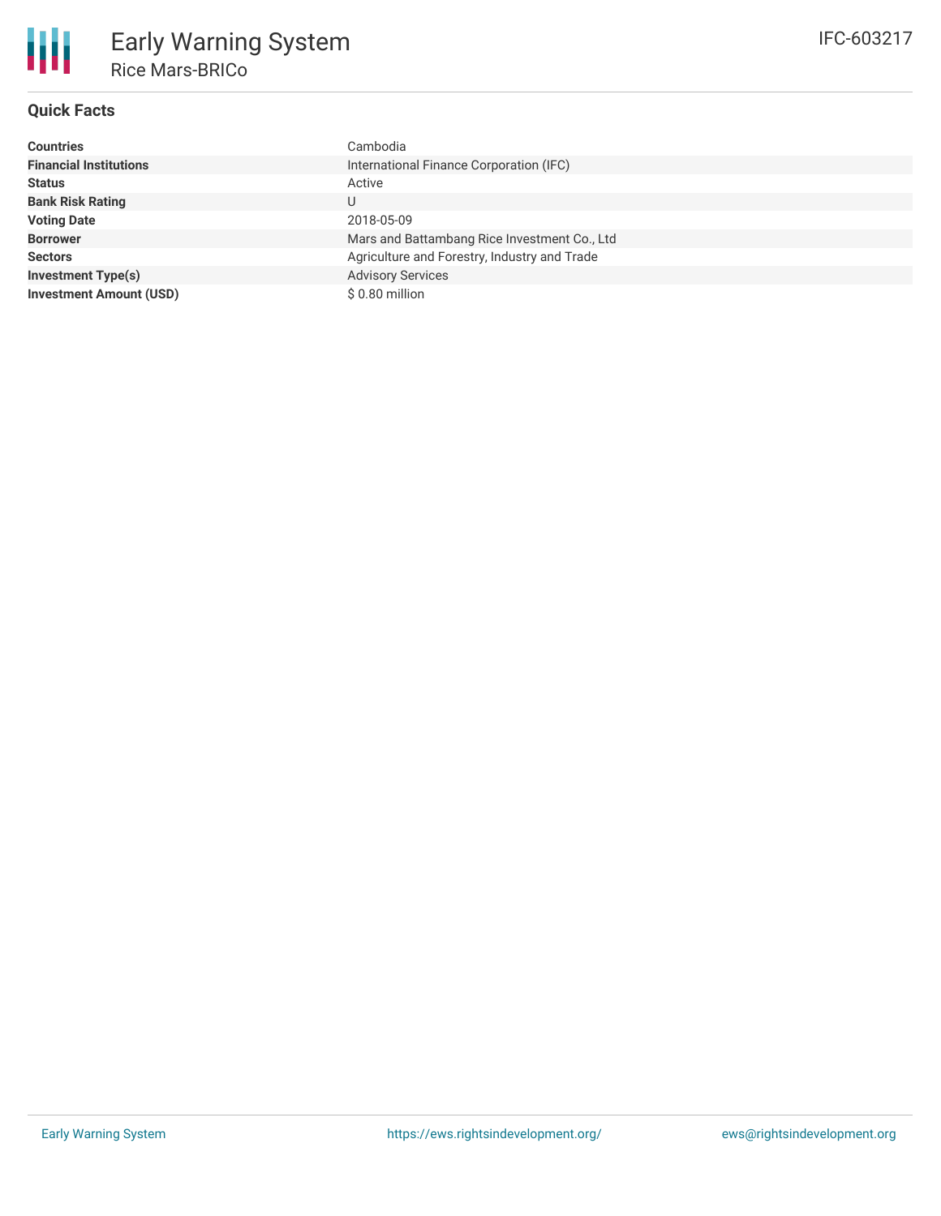# Early Warning System

## Rice Mars-BRICo

IFC-603217

### Quick Facts

| | |
|---|---|
| **Countries** | Cambodia |
| **Financial Institutions** | International Finance Corporation (IFC) |
| **Status** | Active |
| **Bank Risk Rating** | U |
| **Voting Date** | 2018-05-09 |
| **Borrower** | Mars and Battambang Rice Investment Co., Ltd |
| **Sectors** | Agriculture and Forestry, Industry and Trade |
| **Investment Type(s)** | Advisory Services |
| **Investment Amount (USD)** | $ 0.80 million |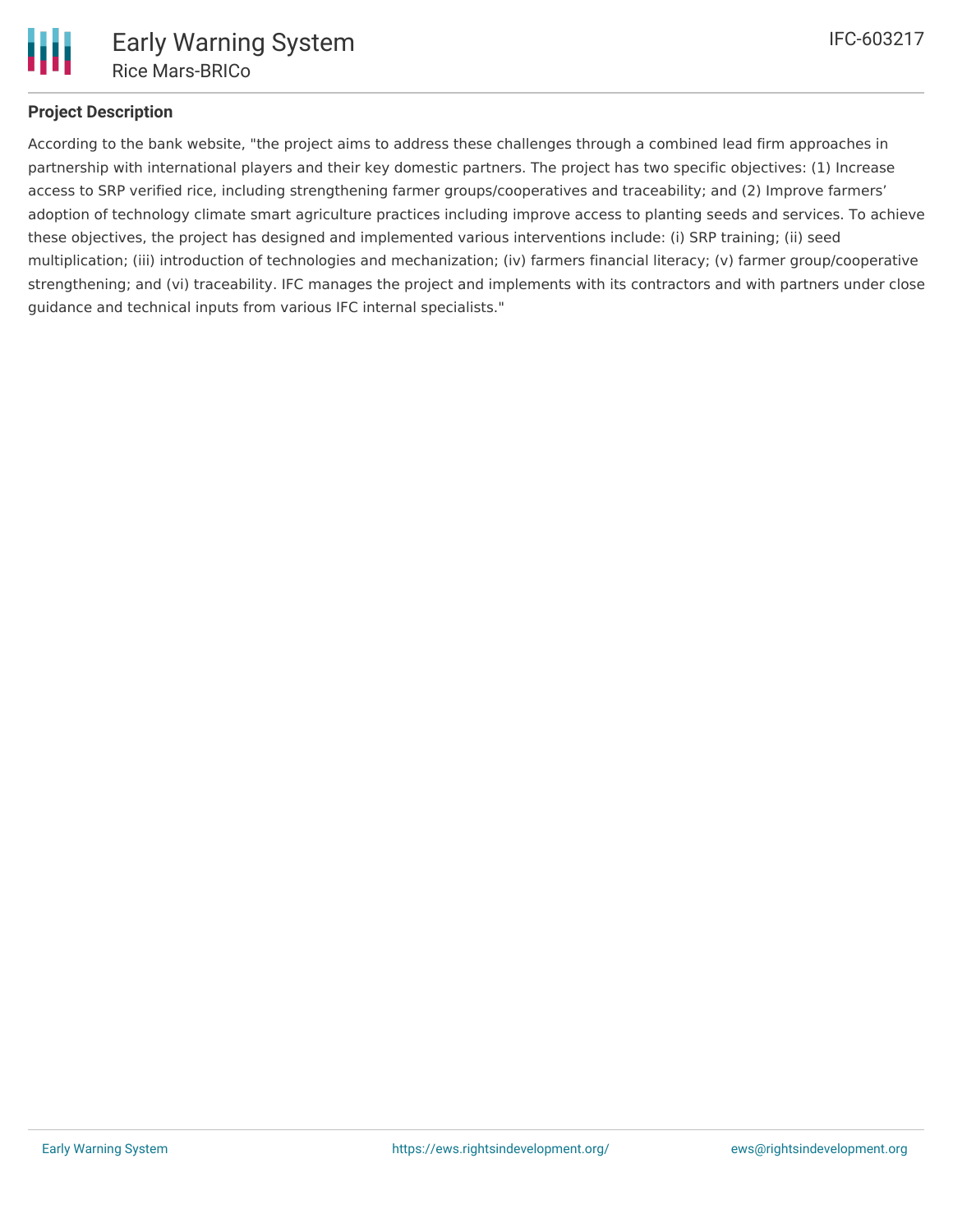## Project Description

According to the bank website, "the project aims to address these challenges through a combined lead firm approaches in partnership with international players and their key domestic partners. The project has two specific objectives: (1) Increase access to SRP verified rice, including strengthening farmer groups/cooperatives and traceability; and (2) Improve farmers' adoption of technology climate smart agriculture practices including improve access to planting seeds and services. To achieve these objectives, the project has designed and implemented various interventions include: (i) SRP training; (ii) seed multiplication; (iii) introduction of technologies and mechanization; (iv) farmers financial literacy; (v) farmer group/cooperative strengthening; and (vi) traceability. IFC manages the project and implements with its contractors and with partners under close guidance and technical inputs from various IFC internal specialists."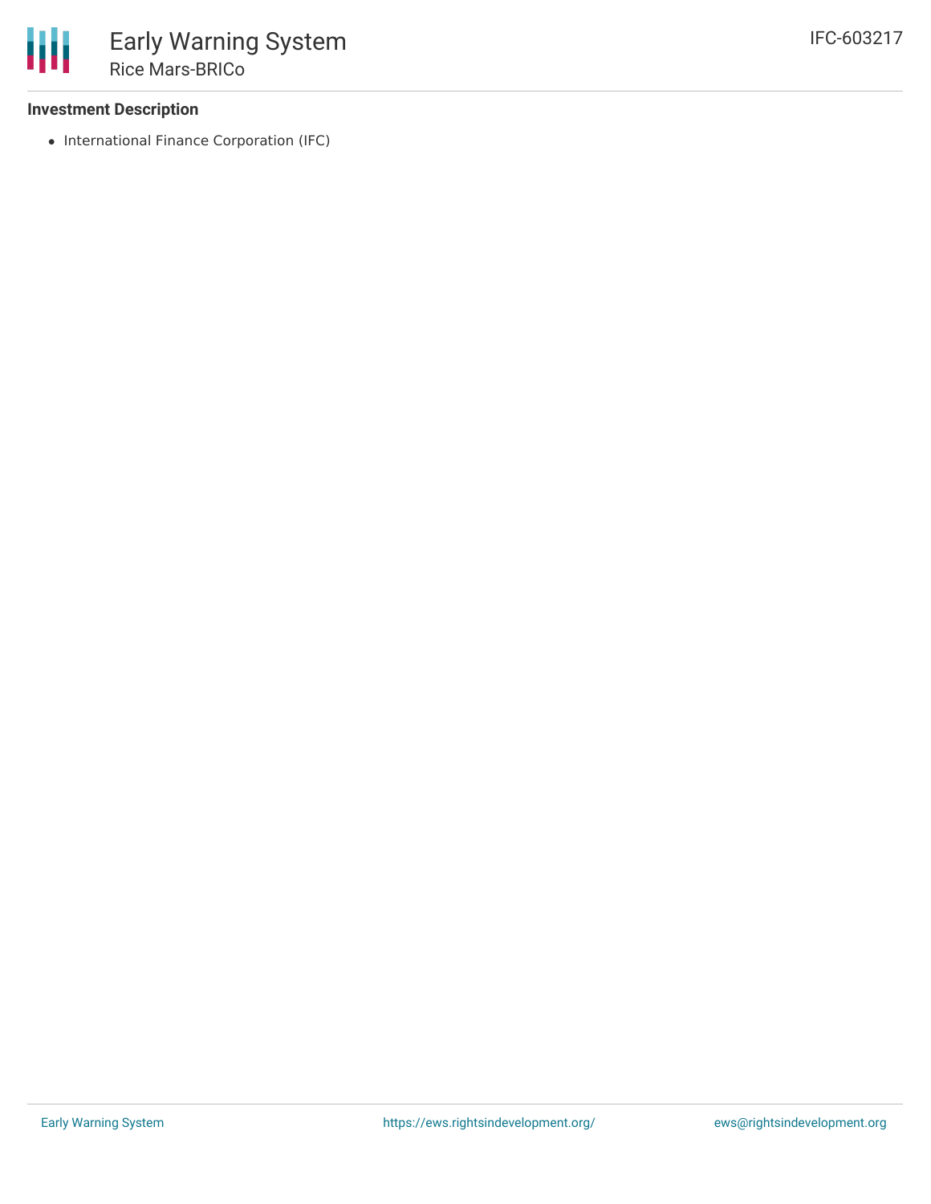### Investment Description

- International Finance Corporation (IFC)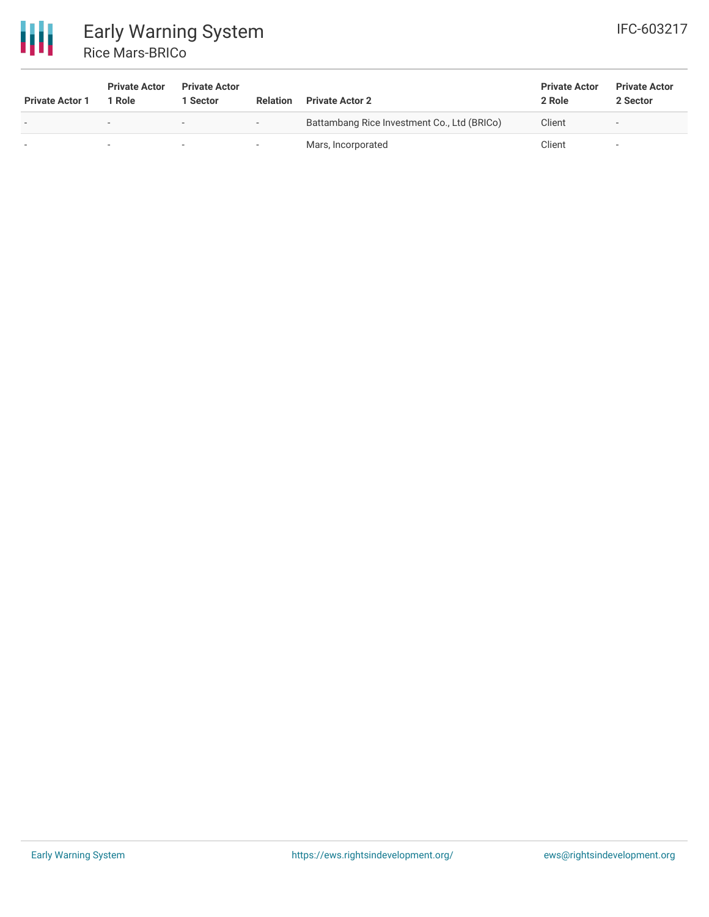| Private Actor 1 | Private Actor 1 Role | Private Actor 1 Sector | Relation | Private Actor 2 | Private Actor 2 Role | Private Actor 2 Sector |
|---|---|---|---|---|---|---|
| - | - | - | - | Battambang Rice Investment Co., Ltd (BRICo) | Client | - |
| - | - | - | - | Mars, Incorporated | Client | - |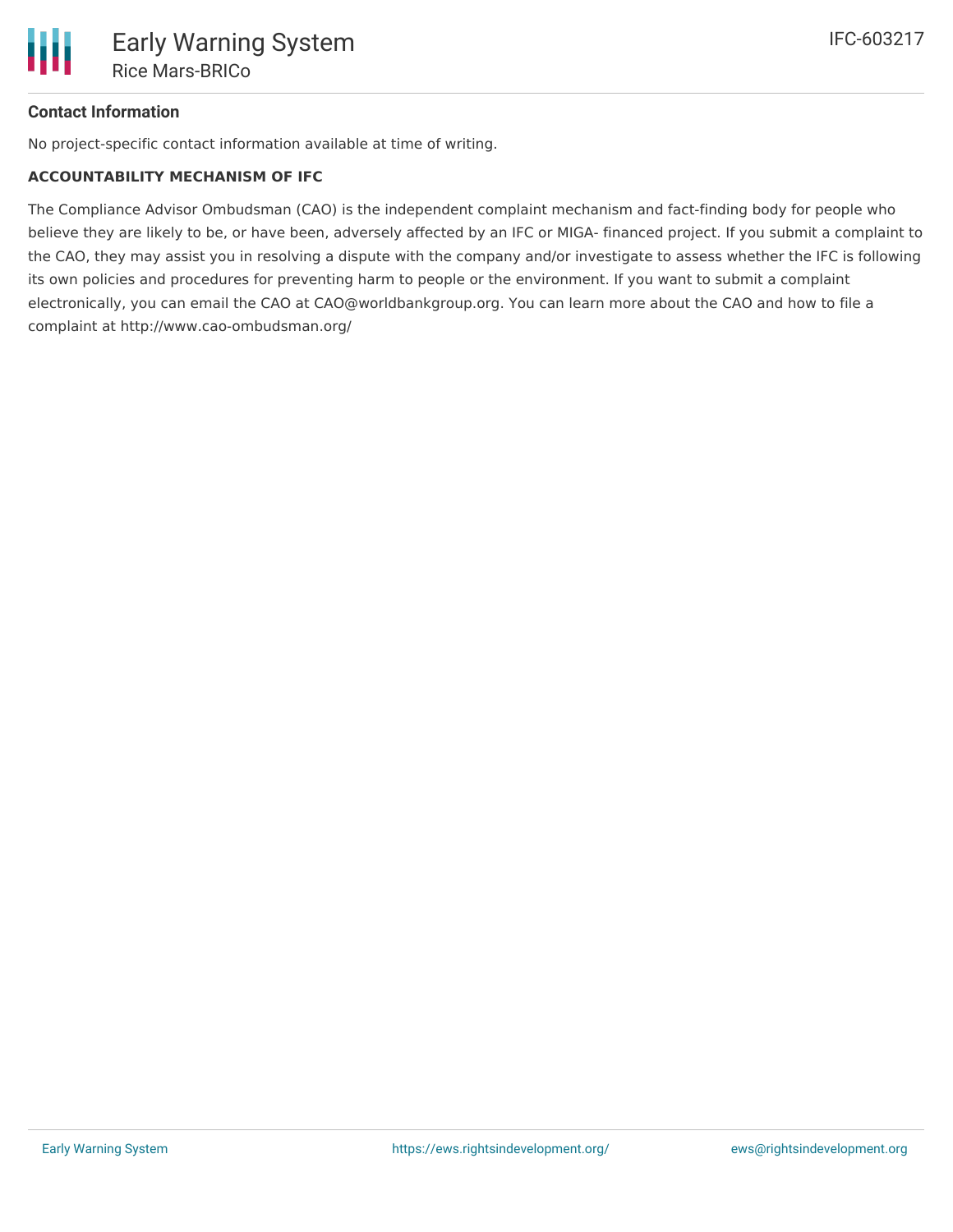**Contact Information**

No project-specific contact information available at time of writing.

**ACCOUNTABILITY MECHANISM OF IFC**

The Compliance Advisor Ombudsman (CAO) is the independent complaint mechanism and fact-finding body for people who believe they are likely to be, or have been, adversely affected by an IFC or MIGA- financed project. If you submit a complaint to the CAO, they may assist you in resolving a dispute with the company and/or investigate to assess whether the IFC is following its own policies and procedures for preventing harm to people or the environment. If you want to submit a complaint electronically, you can email the CAO at CAO@worldbankgroup.org. You can learn more about the CAO and how to file a complaint at http://www.cao-ombudsman.org/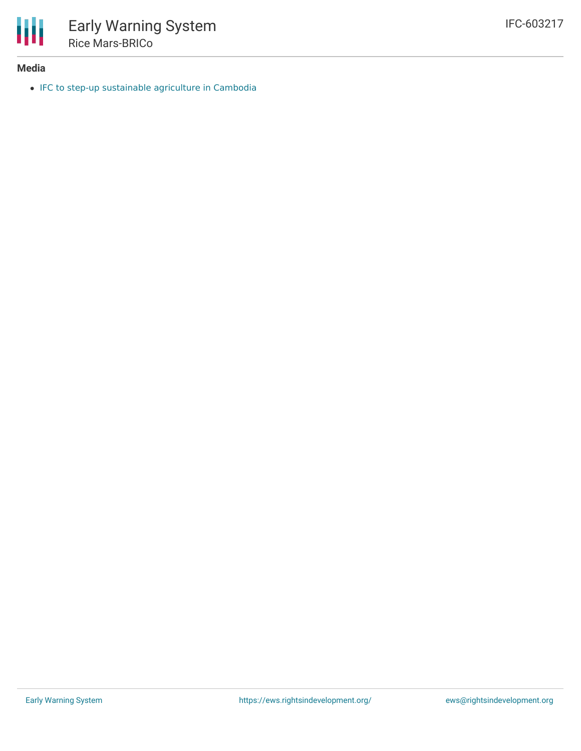**Media**

- IFC to step-up sustainable agriculture in Cambodia